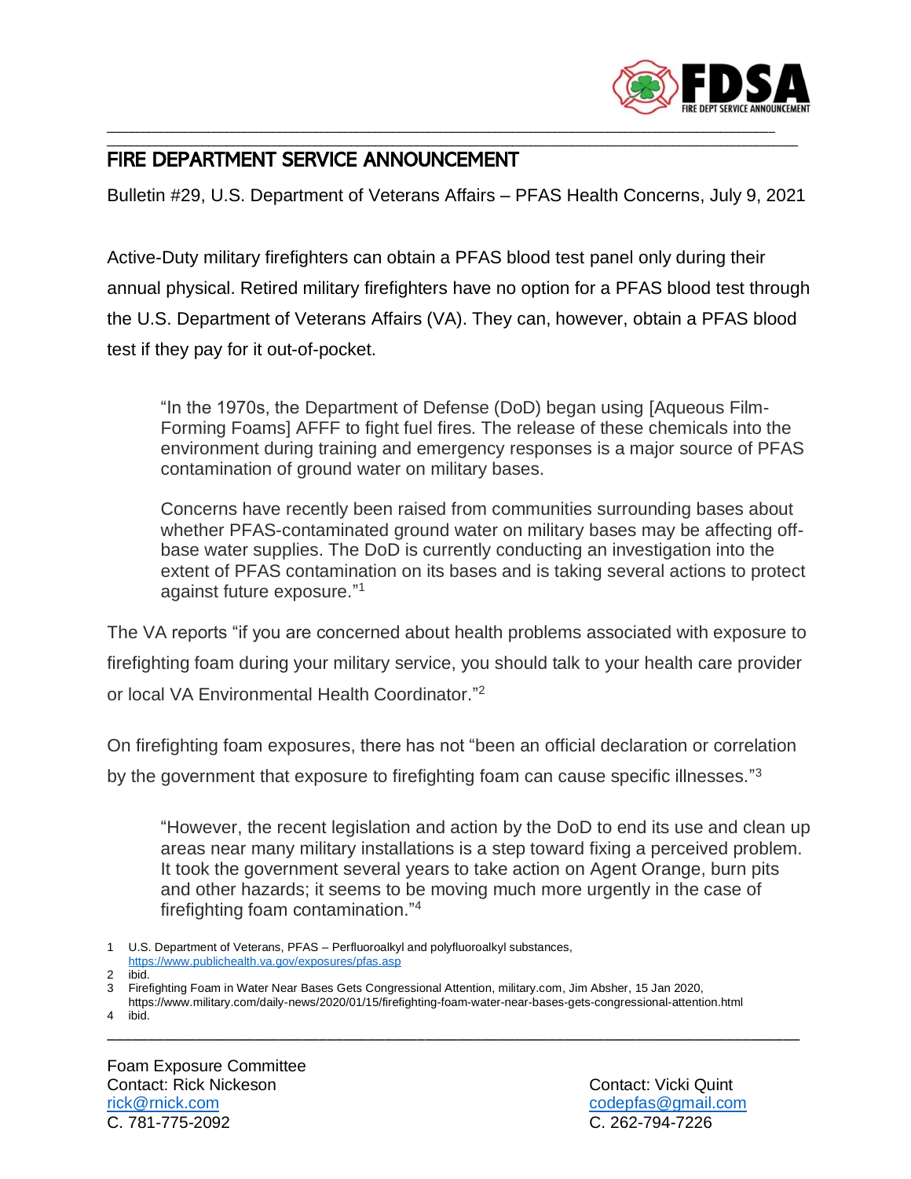FDSA
FIRE DEPT SERVICE ANNOUNCEMENT

# FIRE DEPARTMENT SERVICE ANNOUNCEMENT

Bulletin #29, U.S. Department of Veterans Affairs – PFAS Health Concerns, July 9, 2021

Active-Duty military firefighters can obtain a PFAS blood test panel only during their annual physical. Retired military firefighters have no option for a PFAS blood test through the U.S. Department of Veterans Affairs (VA). They can, however, obtain a PFAS blood test if they pay for it out-of-pocket.

> "In the 1970s, the Department of Defense (DoD) began using [Aqueous Film-Forming Foams] AFFF to fight fuel fires. The release of these chemicals into the environment during training and emergency responses is a major source of PFAS contamination of ground water on military bases.
>
> Concerns have recently been raised from communities surrounding bases about whether PFAS-contaminated ground water on military bases may be affecting off-base water supplies. The DoD is currently conducting an investigation into the extent of PFAS contamination on its bases and is taking several actions to protect against future exposure."[1]

The VA reports "if you are concerned about health problems associated with exposure to firefighting foam during your military service, you should talk to your health care provider or local VA Environmental Health Coordinator."[2]

On firefighting foam exposures, there has not "been an official declaration or correlation by the government that exposure to firefighting foam can cause specific illnesses."[3]

> "However, the recent legislation and action by the DoD to end its use and clean up areas near many military installations is a step toward fixing a perceived problem. It took the government several years to take action on Agent Orange, burn pits and other hazards; it seems to be moving much more urgently in the case of firefighting foam contamination."[4]

1 U.S. Department of Veterans, PFAS – Perfluoroalkyl and polyfluoroalkyl substances, https://www.publichealth.va.gov/exposures/pfas.asp
2 ibid.
3 Firefighting Foam in Water Near Bases Gets Congressional Attention, military.com, Jim Absher, 15 Jan 2020, https://www.military.com/daily-news/2020/01/15/firefighting-foam-water-near-bases-gets-congressional-attention.html
4 ibid.

Foam Exposure Committee
Contact: Rick Nickeson
rick@rnick.com
C. 781-775-2092

Contact: Vicki Quint
codepfas@gmail.com
C. 262-794-7226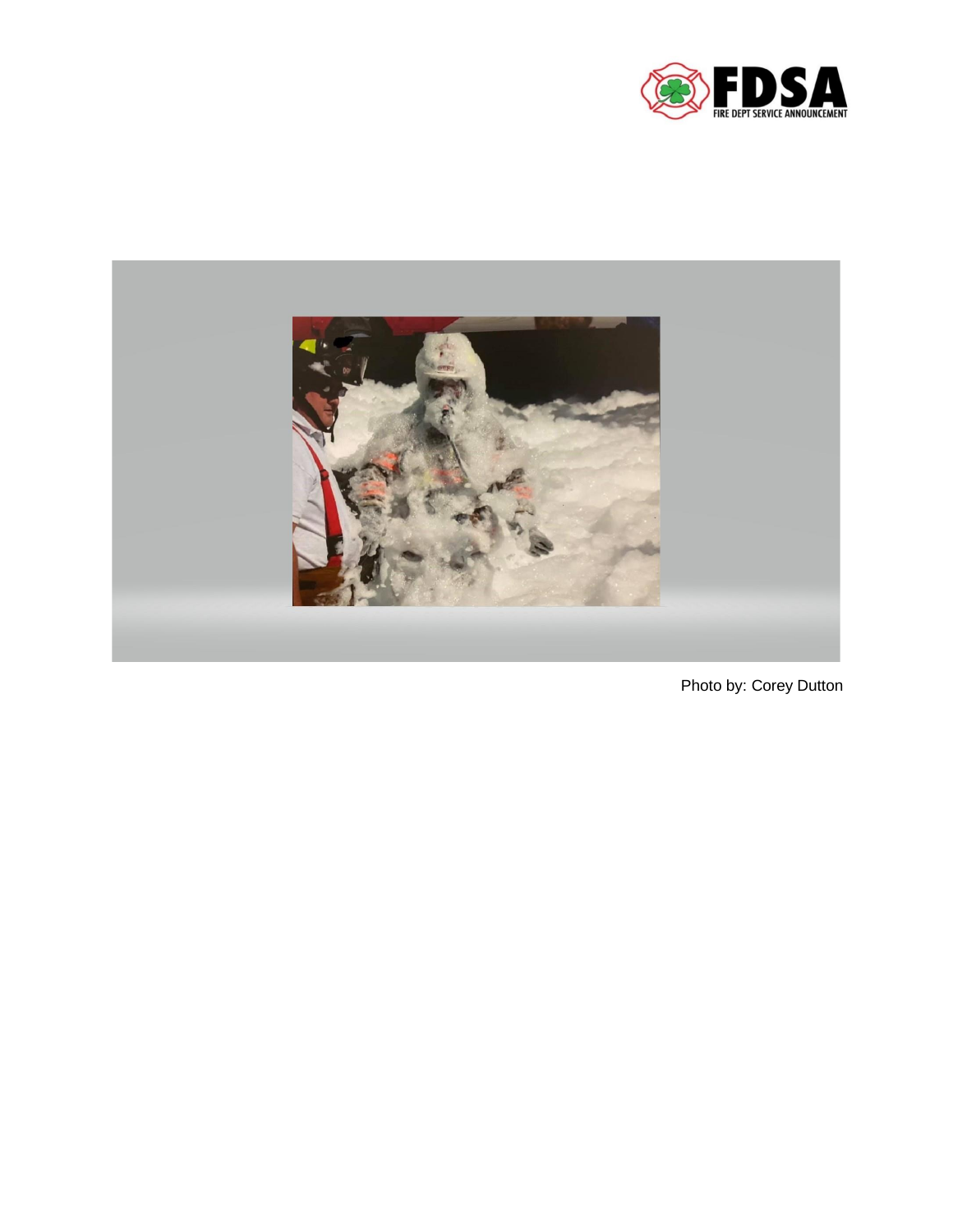Photo by: Corey Dutton